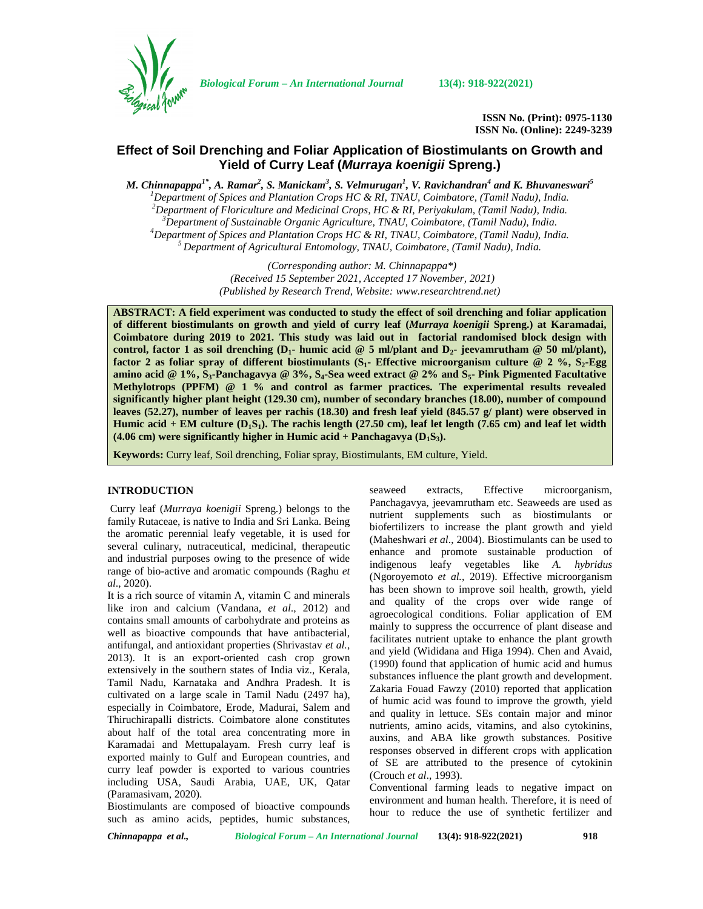ISSN No. (Print): 0975-1130
ISSN No. (Online): 2249-3239

# Effect of Soil Drenching and Foliar Application of Biostimulants on Growth and Yield of Curry Leaf (*Murraya koenigii* Spreng.)

***M. Chinnapappa[1*], A. Ramar[2], S. Manickam[3], S. Velmurugan[1], V. Ravichandran[4] and K. Bhuvaneswari[5]***

*[1]Department of Spices and Plantation Crops HC & RI, TNAU, Coimbatore, (Tamil Nadu), India.*
*[2]Department of Floriculture and Medicinal Crops, HC & RI, Periyakulam, (Tamil Nadu), India.*
*[3]Department of Sustainable Organic Agriculture, TNAU, Coimbatore, (Tamil Nadu), India.*
*[4]Department of Spices and Plantation Crops HC & RI, TNAU, Coimbatore, (Tamil Nadu), India.*
*[5]Department of Agricultural Entomology, TNAU, Coimbatore, (Tamil Nadu), India.*

*(Corresponding author: M. Chinnapappa\*)*
*(Received 15 September 2021, Accepted 17 November, 2021)*
*(Published by Research Trend, Website: www.researchtrend.net)*

**ABSTRACT: A field experiment was conducted to study the effect of soil drenching and foliar application of different biostimulants on growth and yield of curry leaf (*Murraya koenigii* Spreng.) at Karamadai, Coimbatore during 2019 to 2021. This study was laid out in factorial randomised block design with control, factor 1 as soil drenching ($D_1$- humic acid @ 5 ml/plant and $D_2$- jeevamrutham @ 50 ml/plant), factor 2 as foliar spray of different biostimulants ($S_1$- Effective microorganism culture @ 2 %, $S_2$-Egg amino acid @ 1%, $S_3$-Panchagavya @ 3%, $S_4$-Sea weed extract @ 2% and $S_5$- Pink Pigmented Facultative Methylotrops (PPFM) @ 1 % and control as farmer practices. The experimental results revealed significantly higher plant height (129.30 cm), number of secondary branches (18.00), number of compound leaves (52.27), number of leaves per rachis (18.30) and fresh leaf yield (845.57 g/ plant) were observed in Humic acid + EM culture ($D_1S_1$). The rachis length (27.50 cm), leaf let length (7.65 cm) and leaf let width (4.06 cm) were significantly higher in Humic acid + Panchagavya ($D_1S_3$).**

**Keywords:** Curry leaf, Soil drenching, Foliar spray, Biostimulants, EM culture, Yield.

## INTRODUCTION

Curry leaf (*Murraya koenigii* Spreng.) belongs to the family Rutaceae, is native to India and Sri Lanka. Being the aromatic perennial leafy vegetable, it is used for several culinary, nutraceutical, medicinal, therapeutic and industrial purposes owing to the presence of wide range of bio-active and aromatic compounds (Raghu *et al*., 2020).

It is a rich source of vitamin A, vitamin C and minerals like iron and calcium (Vandana, *et al*., 2012) and contains small amounts of carbohydrate and proteins as well as bioactive compounds that have antibacterial, antifungal, and antioxidant properties (Shrivastav *et al.*, 2013). It is an export-oriented cash crop grown extensively in the southern states of India viz., Kerala, Tamil Nadu, Karnataka and Andhra Pradesh. It is cultivated on a large scale in Tamil Nadu (2497 ha), especially in Coimbatore, Erode, Madurai, Salem and Thiruchirapalli districts. Coimbatore alone constitutes about half of the total area concentrating more in Karamadai and Mettupalayam. Fresh curry leaf is exported mainly to Gulf and European countries, and curry leaf powder is exported to various countries including USA, Saudi Arabia, UAE, UK, Qatar (Paramasivam, 2020).

Biostimulants are composed of bioactive compounds such as amino acids, peptides, humic substances, seaweed extracts, Effective microorganism, Panchagavya, jeevamrutham etc. Seaweeds are used as nutrient supplements such as biostimulants or biofertilizers to increase the plant growth and yield (Maheshwari *et al*., 2004). Biostimulants can be used to enhance and promote sustainable production of indigenous leafy vegetables like *A. hybridus* (Ngoroyemoto *et al.,* 2019). Effective microorganism has been shown to improve soil health, growth, yield and quality of the crops over wide range of agroecological conditions. Foliar application of EM mainly to suppress the occurrence of plant disease and facilitates nutrient uptake to enhance the plant growth and yield (Wididana and Higa 1994). Chen and Avaid, (1990) found that application of humic acid and humus substances influence the plant growth and development. Zakaria Fouad Fawzy (2010) reported that application of humic acid was found to improve the growth, yield and quality in lettuce. SEs contain major and minor nutrients, amino acids, vitamins, and also cytokinins, auxins, and ABA like growth substances. Positive responses observed in different crops with application of SE are attributed to the presence of cytokinin (Crouch *et al*., 1993).

Conventional farming leads to negative impact on environment and human health. Therefore, it is need of hour to reduce the use of synthetic fertilizer and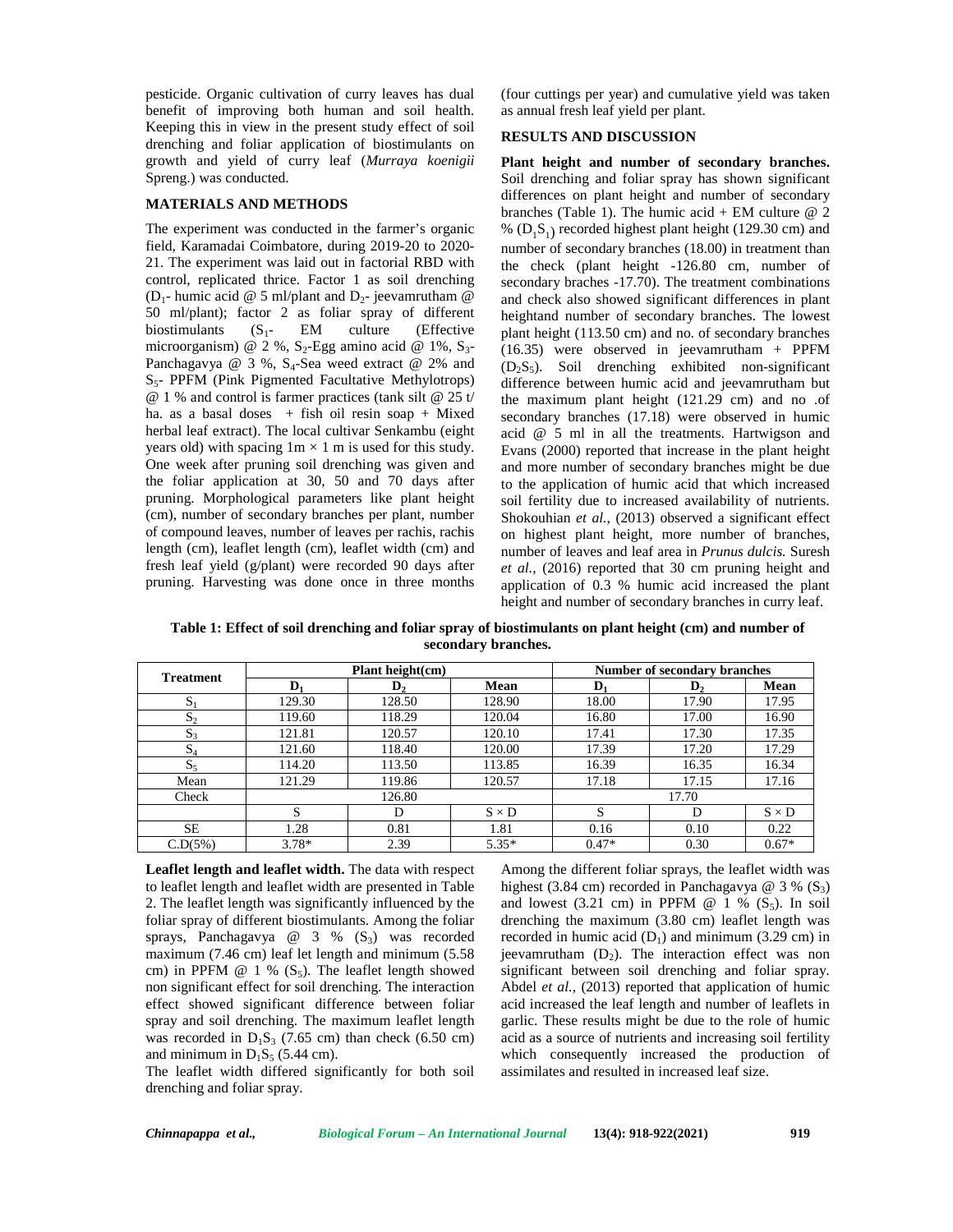pesticide. Organic cultivation of curry leaves has dual benefit of improving both human and soil health. Keeping this in view in the present study effect of soil drenching and foliar application of biostimulants on growth and yield of curry leaf (*Murraya koenigii* Spreng.) was conducted.

## MATERIALS AND METHODS

The experiment was conducted in the farmer's organic field, Karamadai Coimbatore, during 2019-20 to 2020-21. The experiment was laid out in factorial RBD with control, replicated thrice. Factor 1 as soil drenching ($D_1$- humic acid @ 5 ml/plant and $D_2$- jeevamrutham @ 50 ml/plant); factor 2 as foliar spray of different biostimulants ($S_1$- EM culture (Effective microorganism) @ 2 %, $S_2$-Egg amino acid @ 1%, $S_3$-Panchagavya @ 3 %, $S_4$-Sea weed extract @ 2% and $S_5$- PPFM (Pink Pigmented Facultative Methylotrops) @ 1 % and control is farmer practices (tank silt @ 25 t/ha. as a basal doses + fish oil resin soap + Mixed herbal leaf extract). The local cultivar Senkambu (eight years old) with spacing 1m × 1 m is used for this study. One week after pruning soil drenching was given and the foliar application at 30, 50 and 70 days after pruning. Morphological parameters like plant height (cm), number of secondary branches per plant, number of compound leaves, number of leaves per rachis, rachis length (cm), leaflet length (cm), leaflet width (cm) and fresh leaf yield (g/plant) were recorded 90 days after pruning. Harvesting was done once in three months (four cuttings per year) and cumulative yield was taken as annual fresh leaf yield per plant.

## RESULTS AND DISCUSSION

**Plant height and number of secondary branches.** Soil drenching and foliar spray has shown significant differences on plant height and number of secondary branches (Table 1). The humic acid + EM culture @ 2 % ($D_1S_1$) recorded highest plant height (129.30 cm) and number of secondary branches (18.00) in treatment than the check (plant height -126.80 cm, number of secondary branches -17.70). The treatment combinations and check also showed significant differences in plant heightand number of secondary branches. The lowest plant height (113.50 cm) and no. of secondary branches (16.35) were observed in jeevamrutham + PPFM ($D_2S_5$). Soil drenching exhibited non-significant difference between humic acid and jeevamrutham but the maximum plant height (121.29 cm) and no .of secondary branches (17.18) were observed in humic acid @ 5 ml in all the treatments. Hartwigson and Evans (2000) reported that increase in the plant height and more number of secondary branches might be due to the application of humic acid that which increased soil fertility due to increased availability of nutrients. Shokouhian *et al.,* (2013) observed a significant effect on highest plant height, more number of branches, number of leaves and leaf area in *Prunus dulcis.* Suresh *et al.,* (2016) reported that 30 cm pruning height and application of 0.3 % humic acid increased the plant height and number of secondary branches in curry leaf.

**Table 1: Effect of soil drenching and foliar spray of biostimulants on plant height (cm) and number of secondary branches.**

| Treatment | Plant height(cm) | | | Number of secondary branches | | |
|---|---|---|---|---|---|---|
| | $D_1$ | $D_2$ | Mean | $D_1$ | $D_2$ | Mean |
| $S_1$ | 129.30 | 128.50 | 128.90 | 18.00 | 17.90 | 17.95 |
| $S_2$ | 119.60 | 118.29 | 120.04 | 16.80 | 17.00 | 16.90 |
| $S_3$ | 121.81 | 120.57 | 120.10 | 17.41 | 17.30 | 17.35 |
| $S_4$ | 121.60 | 118.40 | 120.00 | 17.39 | 17.20 | 17.29 |
| $S_5$ | 114.20 | 113.50 | 113.85 | 16.39 | 16.35 | 16.34 |
| Mean | 121.29 | 119.86 | 120.57 | 17.18 | 17.15 | 17.16 |
| Check | 126.80 | | | 17.70 | | |
| | S | D | S × D | S | D | S × D |
| SE | 1.28 | 0.81 | 1.81 | 0.16 | 0.10 | 0.22 |
| C.D(5%) | 3.78* | 2.39 | 5.35* | 0.47* | 0.30 | 0.67* |

**Leaflet length and leaflet width.** The data with respect to leaflet length and leaflet width are presented in Table 2. The leaflet length was significantly influenced by the foliar spray of different biostimulants. Among the foliar sprays, Panchagavya @ 3 % ($S_3$) was recorded maximum (7.46 cm) leaf let length and minimum (5.58 cm) in PPFM @ 1 % ($S_5$). The leaflet length showed non significant effect for soil drenching. The interaction effect showed significant difference between foliar spray and soil drenching. The maximum leaflet length was recorded in $D_1S_3$ (7.65 cm) than check (6.50 cm) and minimum in $D_1S_5$ (5.44 cm).

The leaflet width differed significantly for both soil drenching and foliar spray.

Among the different foliar sprays, the leaflet width was highest (3.84 cm) recorded in Panchagavya @ 3 % ($S_3$) and lowest (3.21 cm) in PPFM @ 1 % ($S_5$). In soil drenching the maximum (3.80 cm) leaflet length was recorded in humic acid ($D_1$) and minimum (3.29 cm) in jeevamrutham ($D_2$). The interaction effect was non significant between soil drenching and foliar spray. Abdel *et al.,* (2013) reported that application of humic acid increased the leaf length and number of leaflets in garlic. These results might be due to the role of humic acid as a source of nutrients and increasing soil fertility which consequently increased the production of assimilates and resulted in increased leaf size.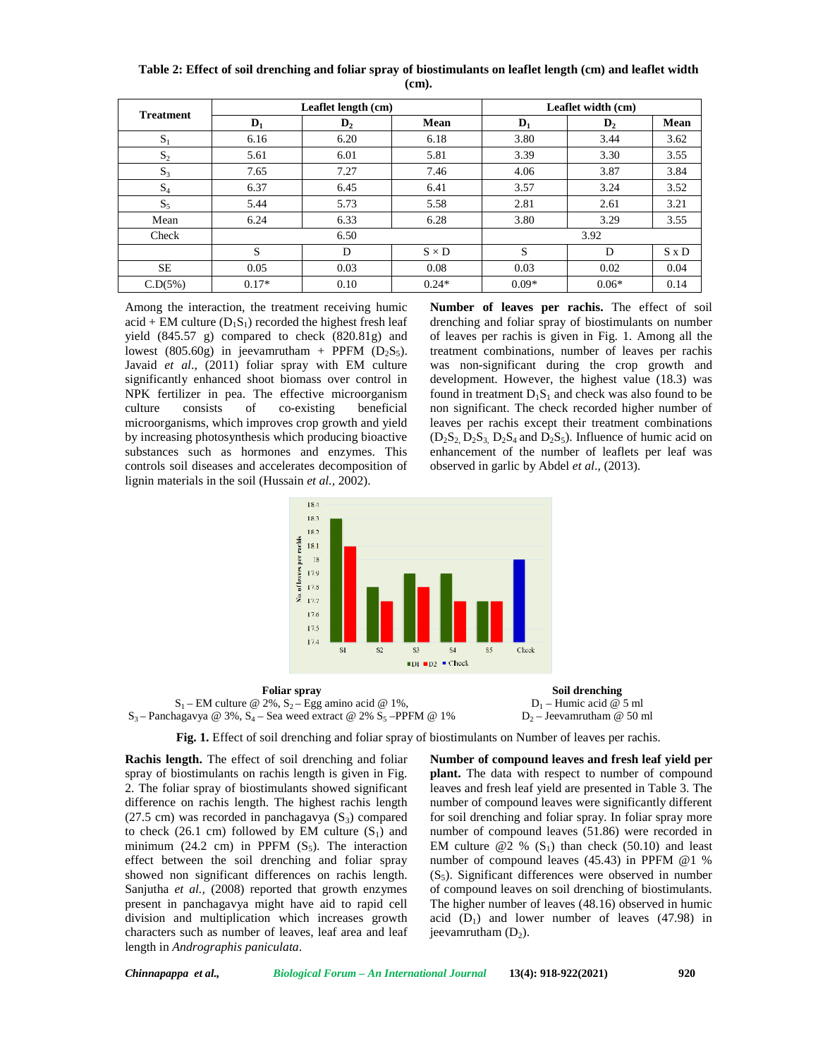**Table 2: Effect of soil drenching and foliar spray of biostimulants on leaflet length (cm) and leaflet width (cm).**

| Treatment | Leaflet length (cm) | | | Leaflet width (cm) | | |
|---|---|---|---|---|---|---|
| | $D_1$ | $D_2$ | Mean | $D_1$ | $D_2$ | Mean |
| $S_1$ | 6.16 | 6.20 | 6.18 | 3.80 | 3.44 | 3.62 |
| $S_2$ | 5.61 | 6.01 | 5.81 | 3.39 | 3.30 | 3.55 |
| $S_3$ | 7.65 | 7.27 | 7.46 | 4.06 | 3.87 | 3.84 |
| $S_4$ | 6.37 | 6.45 | 6.41 | 3.57 | 3.24 | 3.52 |
| $S_5$ | 5.44 | 5.73 | 5.58 | 2.81 | 2.61 | 3.21 |
| Mean | 6.24 | 6.33 | 6.28 | 3.80 | 3.29 | 3.55 |
| Check | 6.50 | | | 3.92 | | |
| | S | D | S × D | S | D | S x D |
| SE | 0.05 | 0.03 | 0.08 | 0.03 | 0.02 | 0.04 |
| C.D(5%) | 0.17* | 0.10 | 0.24* | 0.09* | 0.06* | 0.14 |

Among the interaction, the treatment receiving humic acid + EM culture ($D_1S_1$) recorded the highest fresh leaf yield (845.57 g) compared to check (820.81g) and lowest (805.60g) in jeevamrutham + PPFM ($D_2S_5$). Javaid *et al*., (2011) foliar spray with EM culture significantly enhanced shoot biomass over control in NPK fertilizer in pea. The effective microorganism culture consists of co-existing beneficial microorganisms, which improves crop growth and yield by increasing photosynthesis which producing bioactive substances such as hormones and enzymes. This controls soil diseases and accelerates decomposition of lignin materials in the soil (Hussain *et al.,* 2002).

**Number of leaves per rachis.** The effect of soil drenching and foliar spray of biostimulants on number of leaves per rachis is given in Fig. 1. Among all the treatment combinations, number of leaves per rachis was non-significant during the crop growth and development. However, the highest value (18.3) was found in treatment $D_1S_1$ and check was also found to be non significant. The check recorded higher number of leaves per rachis except their treatment combinations ($D_2S_2$, $D_2S_3$, $D_2S_4$ and $D_2S_5$). Influence of humic acid on enhancement of the number of leaflets per leaf was observed in garlic by Abdel *et al*., (2013).

**Foliar spray**
$S_1$ – EM culture @ 2%, $S_2$ – Egg amino acid @ 1%,
$S_3$ – Panchagavya @ 3%, $S_4$ – Sea weed extract @ 2% $S_5$ –PPFM @ 1%

**Soil drenching**
$D_1$ – Humic acid @ 5 ml
$D_2$ – Jeevamrutham @ 50 ml

**Fig. 1.** Effect of soil drenching and foliar spray of biostimulants on Number of leaves per rachis.

**Rachis length.** The effect of soil drenching and foliar spray of biostimulants on rachis length is given in Fig. 2. The foliar spray of biostimulants showed significant difference on rachis length. The highest rachis length (27.5 cm) was recorded in panchagavya ($S_3$) compared to check (26.1 cm) followed by EM culture ($S_1$) and minimum (24.2 cm) in PPFM ($S_5$). The interaction effect between the soil drenching and foliar spray showed non significant differences on rachis length. Sanjutha *et al.,* (2008) reported that growth enzymes present in panchagavya might have aid to rapid cell division and multiplication which increases growth characters such as number of leaves, leaf area and leaf length in *Andrographis paniculata*.

**Number of compound leaves and fresh leaf yield per plant.** The data with respect to number of compound leaves and fresh leaf yield are presented in Table 3. The number of compound leaves were significantly different for soil drenching and foliar spray. In foliar spray more number of compound leaves (51.86) were recorded in EM culture @2 % ($S_1$) than check (50.10) and least number of compound leaves (45.43) in PPFM @1 % ($S_5$). Significant differences were observed in number of compound leaves on soil drenching of biostimulants. The higher number of leaves (48.16) observed in humic acid ($D_1$) and lower number of leaves (47.98) in jeevamrutham ($D_2$).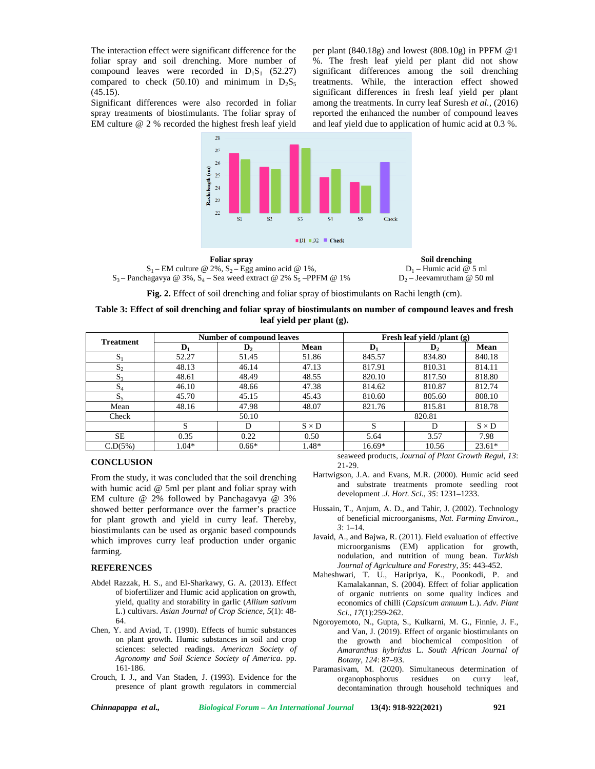The interaction effect were significant difference for the foliar spray and soil drenching. More number of compound leaves were recorded in $D_1S_1$ (52.27) compared to check (50.10) and minimum in $D_2S_5$ (45.15).

Significant differences were also recorded in foliar spray treatments of biostimulants. The foliar spray of EM culture @ 2 % recorded the highest fresh leaf yield per plant (840.18g) and lowest (808.10g) in PPFM @1 %. The fresh leaf yield per plant did not show significant differences among the soil drenching treatments. While, the interaction effect showed significant differences in fresh leaf yield per plant among the treatments. In curry leaf Suresh *et al.*, (2016) reported the enhanced the number of compound leaves and leaf yield due to application of humic acid at 0.3 %.

**Foliar spray**
$S_1$ – EM culture @ 2%, $S_2$ – Egg amino acid @ 1%,
$S_3$ – Panchagavya @ 3%, $S_4$ – Sea weed extract @ 2% $S_5$ –PPFM @ 1%

**Soil drenching**
$D_1$ – Humic acid @ 5 ml
$D_2$ – Jeevamrutham @ 50 ml

**Fig. 2.** Effect of soil drenching and foliar spray of biostimulants on Rachi length (cm).

**Table 3: Effect of soil drenching and foliar spray of biostimulants on number of compound leaves and fresh leaf yield per plant (g).**

| Treatment | Number of compound leaves | | | Fresh leaf yield /plant (g) | | |
|---|---|---|---|---|---|---|
| | $D_1$ | $D_2$ | Mean | $D_1$ | $D_2$ | Mean |
| $S_1$ | 52.27 | 51.45 | 51.86 | 845.57 | 834.80 | 840.18 |
| $S_2$ | 48.13 | 46.14 | 47.13 | 817.91 | 810.31 | 814.11 |
| $S_3$ | 48.61 | 48.49 | 48.55 | 820.10 | 817.50 | 818.80 |
| $S_4$ | 46.10 | 48.66 | 47.38 | 814.62 | 810.87 | 812.74 |
| $S_5$ | 45.70 | 45.15 | 45.43 | 810.60 | 805.60 | 808.10 |
| Mean | 48.16 | 47.98 | 48.07 | 821.76 | 815.81 | 818.78 |
| Check | 50.10 | | | 820.81 | | |
| | S | D | S × D | S | D | S × D |
| SE | 0.35 | 0.22 | 0.50 | 5.64 | 3.57 | 7.98 |
| C.D(5%) | 1.04* | 0.66* | 1.48* | 16.69* | 10.56 | 23.61* |

## CONCLUSION

From the study, it was concluded that the soil drenching with humic acid @ 5ml per plant and foliar spray with EM culture @ 2% followed by Panchagavya @ 3% showed better performance over the farmer's practice for plant growth and yield in curry leaf. Thereby, biostimulants can be used as organic based compounds which improves curry leaf production under organic farming.

## REFERENCES

Abdel Razzak, H. S., and El-Sharkawy, G. A. (2013). Effect of biofertilizer and Humic acid application on growth, yield, quality and storability in garlic (*Allium sativum* L.) cultivars. *Asian Journal of Crop Science*, *5*(1): 48-64.

Chen, Y. and Aviad, T. (1990). Effects of humic substances on plant growth. Humic substances in soil and crop sciences: selected readings. *American Society of Agronomy and Soil Science Society of America*. pp. 161-186.

Crouch, I. J., and Van Staden, J. (1993). Evidence for the presence of plant growth regulators in commercial seaweed products, *Journal of Plant Growth Regul*, *13*: 21-29.

Hartwigson, J.A. and Evans, M.R. (2000). Humic acid seed and substrate treatments promote seedling root development .*J. Hort. Sci*., *35*: 1231–1233.

Hussain, T., Anjum, A. D., and Tahir, J. (2002). Technology of beneficial microorganisms, *Nat. Farming Environ.*, *3*: 1–14.

Javaid, A., and Bajwa, R. (2011). Field evaluation of effective microorganisms (EM) application for growth, nodulation, and nutrition of mung bean. *Turkish Journal of Agriculture and Forestry*, *35*: 443-452.

Maheshwari, T. U., Haripriya, K., Poonkodi, P. and Kamalakannan, S. (2004). Effect of foliar application of organic nutrients on some quality indices and economics of chilli (*Capsicum annuum* L.). *Adv. Plant Sci.*, *17*(1):259-262.

Ngoroyemoto, N., Gupta, S., Kulkarni, M. G., Finnie, J. F., and Van, J. (2019). Effect of organic biostimulants on the growth and biochemical composition of *Amaranthus hybridus* L. *South African Journal of Botany*, *124*: 87–93.

Paramasivam, M. (2020). Simultaneous determination of organophosphorus residues on curry leaf, decontamination through household techniques and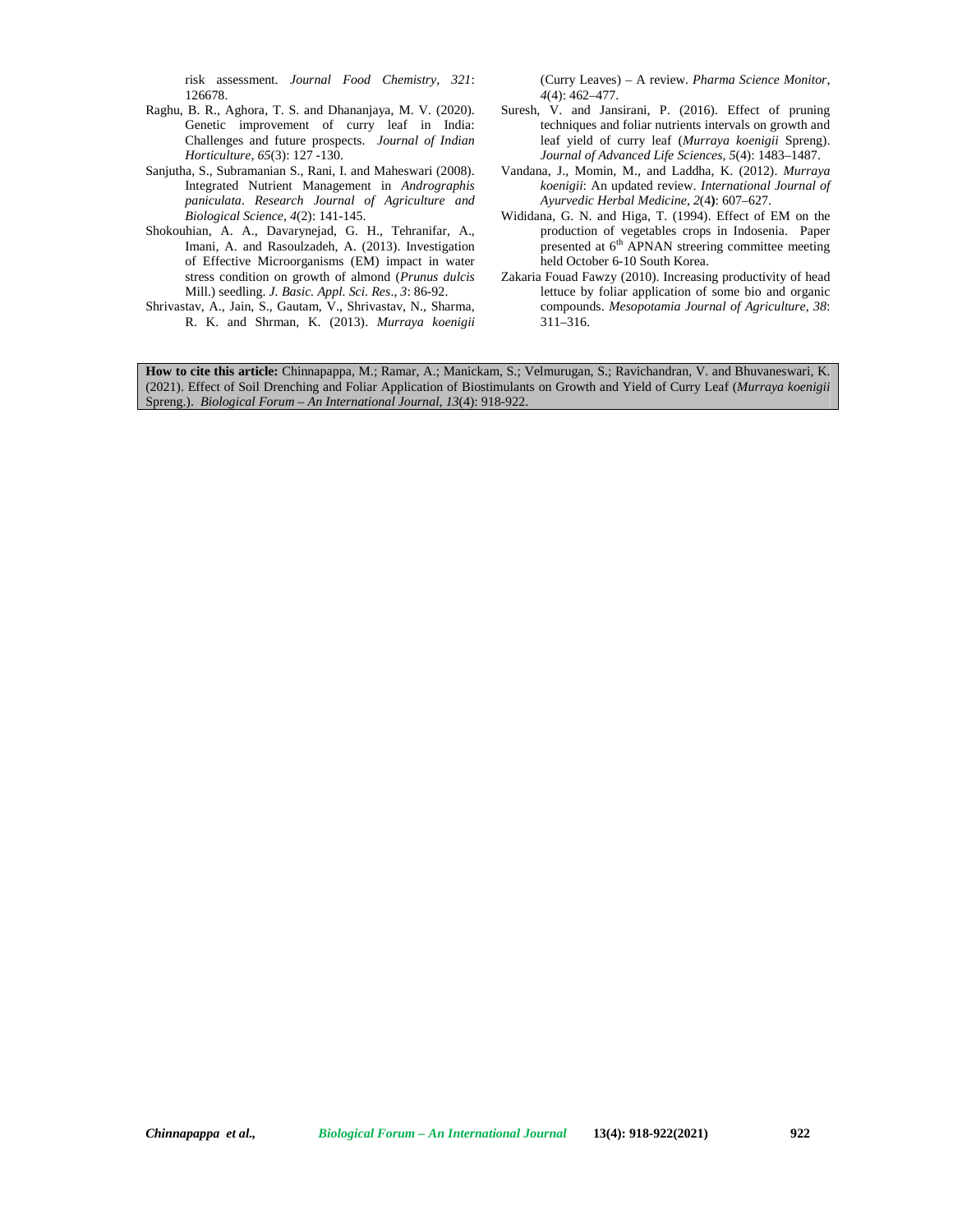risk assessment. *Journal Food Chemistry*, *321*: 126678.

Raghu, B. R., Aghora, T. S. and Dhananjaya, M. V. (2020). Genetic improvement of curry leaf in India: Challenges and future prospects. *Journal of Indian Horticulture*, *65*(3): 127 -130.

Sanjutha, S., Subramanian S., Rani, I. and Maheswari (2008). Integrated Nutrient Management in *Andrographis paniculata*. *Research Journal of Agriculture and Biological Science*, *4*(2): 141-145.

Shokouhian, A. A., Davarynejad, G. H., Tehranifar, A., Imani, A. and Rasoulzadeh, A. (2013). Investigation of Effective Microorganisms (EM) impact in water stress condition on growth of almond (*Prunus dulcis* Mill.) seedling. *J. Basic. Appl. Sci. Res*., *3*: 86-92.

Shrivastav, A., Jain, S., Gautam, V., Shrivastav, N., Sharma, R. K. and Shrman, K. (2013). *Murraya koenigii* (Curry Leaves) – A review. *Pharma Science Monitor*, *4*(4): 462–477.

Suresh, V. and Jansirani, P. (2016). Effect of pruning techniques and foliar nutrients intervals on growth and leaf yield of curry leaf (*Murraya koenigii* Spreng). *Journal of Advanced Life Sciences*, *5*(4): 1483–1487.

Vandana, J., Momin, M., and Laddha, K. (2012). *Murraya koenigii*: An updated review. *International Journal of Ayurvedic Herbal Medicine*, *2*(4**)**: 607–627.

Wididana, G. N. and Higa, T. (1994). Effect of EM on the production of vegetables crops in Indosenia. Paper presented at 6th APNAN streering committee meeting held October 6-10 South Korea.

Zakaria Fouad Fawzy (2010). Increasing productivity of head lettuce by foliar application of some bio and organic compounds. *Mesopotamia Journal of Agriculture*, *38*: 311–316.

**How to cite this article:** Chinnapappa, M.; Ramar, A.; Manickam, S.; Velmurugan, S.; Ravichandran, V. and Bhuvaneswari, K. (2021). Effect of Soil Drenching and Foliar Application of Biostimulants on Growth and Yield of Curry Leaf (*Murraya koenigii* Spreng.). *Biological Forum – An International Journal*, *13*(4): 918-922.